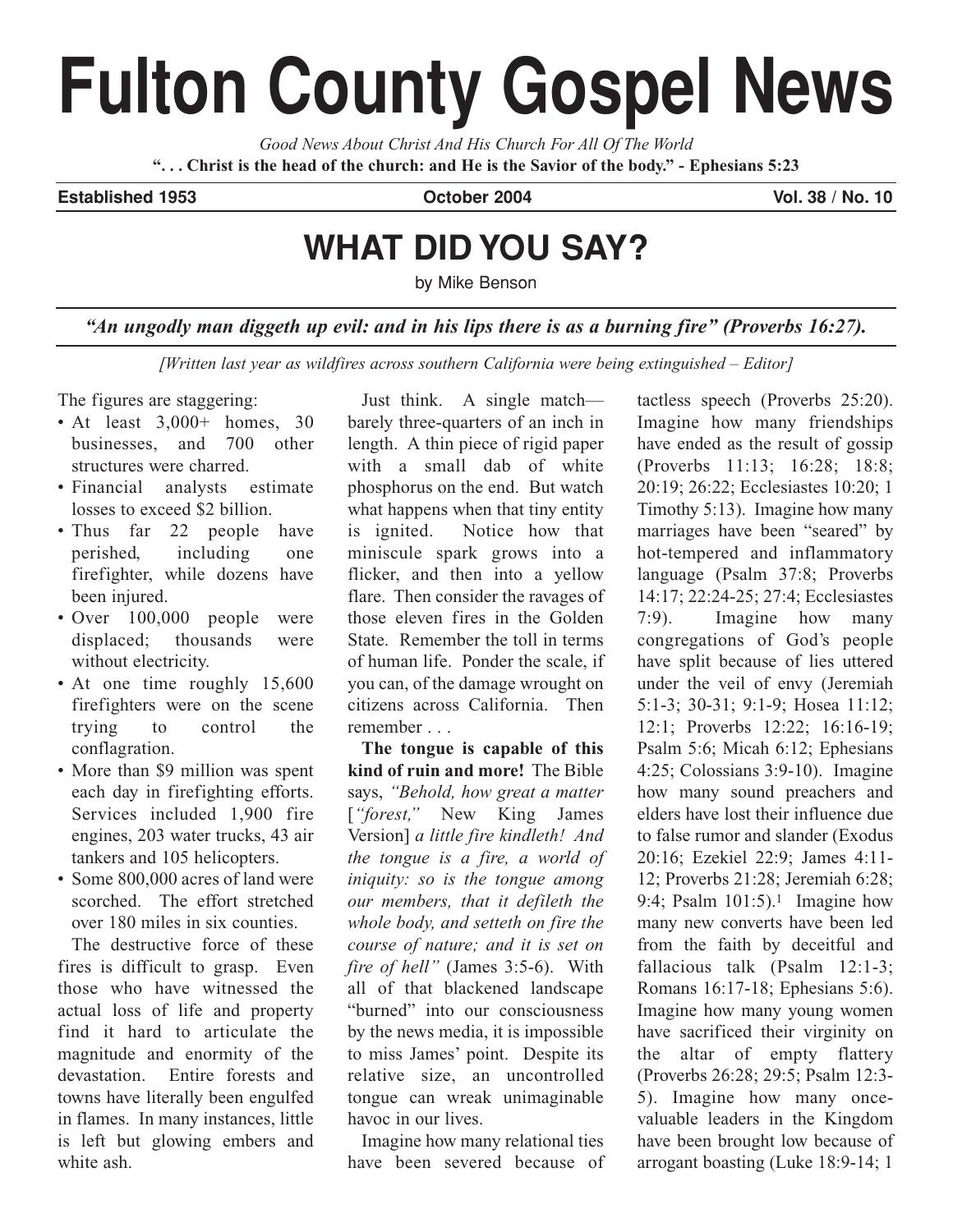# Fulton County Gospel News

*Good News About Christ And His Church For All Of The World*

**". . . Christ is the head of the church: and He is the Savior of the body." - Ephesians 5:23**

**Established 1953** | **October 2004** | **Vol. 38 / No. 10**

## WHAT DID YOU SAY?

by Mike Benson

***"An ungodly man diggeth up evil: and in his lips there is as a burning fire" (Proverbs 16:27).***

*[Written last year as wildfires across southern California were being extinguished – Editor]*

The figures are staggering:

- At least 3,000+ homes, 30 businesses, and 700 other structures were charred.
- Financial analysts estimate losses to exceed $2 billion.
- Thus far 22 people have perished, including one firefighter, while dozens have been injured.
- Over 100,000 people were displaced; thousands were without electricity.
- At one time roughly 15,600 firefighters were on the scene trying to control the conflagration.
- More than $9 million was spent each day in firefighting efforts. Services included 1,900 fire engines, 203 water trucks, 43 air tankers and 105 helicopters.
- Some 800,000 acres of land were scorched. The effort stretched over 180 miles in six counties.

The destructive force of these fires is difficult to grasp. Even those who have witnessed the actual loss of life and property find it hard to articulate the magnitude and enormity of the devastation. Entire forests and towns have literally been engulfed in flames. In many instances, little is left but glowing embers and white ash.

Just think. A single match—barely three-quarters of an inch in length. A thin piece of rigid paper with a small dab of white phosphorus on the end. But watch what happens when that tiny entity is ignited. Notice how that miniscule spark grows into a flicker, and then into a yellow flare. Then consider the ravages of those eleven fires in the Golden State. Remember the toll in terms of human life. Ponder the scale, if you can, of the damage wrought on citizens across California. Then remember . . .

**The tongue is capable of this kind of ruin and more!** The Bible says, *"Behold, how great a matter* [*"forest,"* New King James Version] *a little fire kindleth! And the tongue is a fire, a world of iniquity: so is the tongue among our members, that it defileth the whole body, and setteth on fire the course of nature; and it is set on fire of hell"* (James 3:5-6). With all of that blackened landscape "burned" into our consciousness by the news media, it is impossible to miss James' point. Despite its relative size, an uncontrolled tongue can wreak unimaginable havoc in our lives.

Imagine how many relational ties have been severed because of tactless speech (Proverbs 25:20). Imagine how many friendships have ended as the result of gossip (Proverbs 11:13; 16:28; 18:8; 20:19; 26:22; Ecclesiastes 10:20; 1 Timothy 5:13). Imagine how many marriages have been "seared" by hot-tempered and inflammatory language (Psalm 37:8; Proverbs 14:17; 22:24-25; 27:4; Ecclesiastes 7:9). Imagine how many congregations of God's people have split because of lies uttered under the veil of envy (Jeremiah 5:1-3; 30-31; 9:1-9; Hosea 11:12; 12:1; Proverbs 12:22; 16:16-19; Psalm 5:6; Micah 6:12; Ephesians 4:25; Colossians 3:9-10). Imagine how many sound preachers and elders have lost their influence due to false rumor and slander (Exodus 20:16; Ezekiel 22:9; James 4:11-12; Proverbs 21:28; Jeremiah 6:28; 9:4; Psalm 101:5).[1] Imagine how many new converts have been led from the faith by deceitful and fallacious talk (Psalm 12:1-3; Romans 16:17-18; Ephesians 5:6). Imagine how many young women have sacrificed their virginity on the altar of empty flattery (Proverbs 26:28; 29:5; Psalm 12:3-5). Imagine how many once-valuable leaders in the Kingdom have been brought low because of arrogant boasting (Luke 18:9-14; 1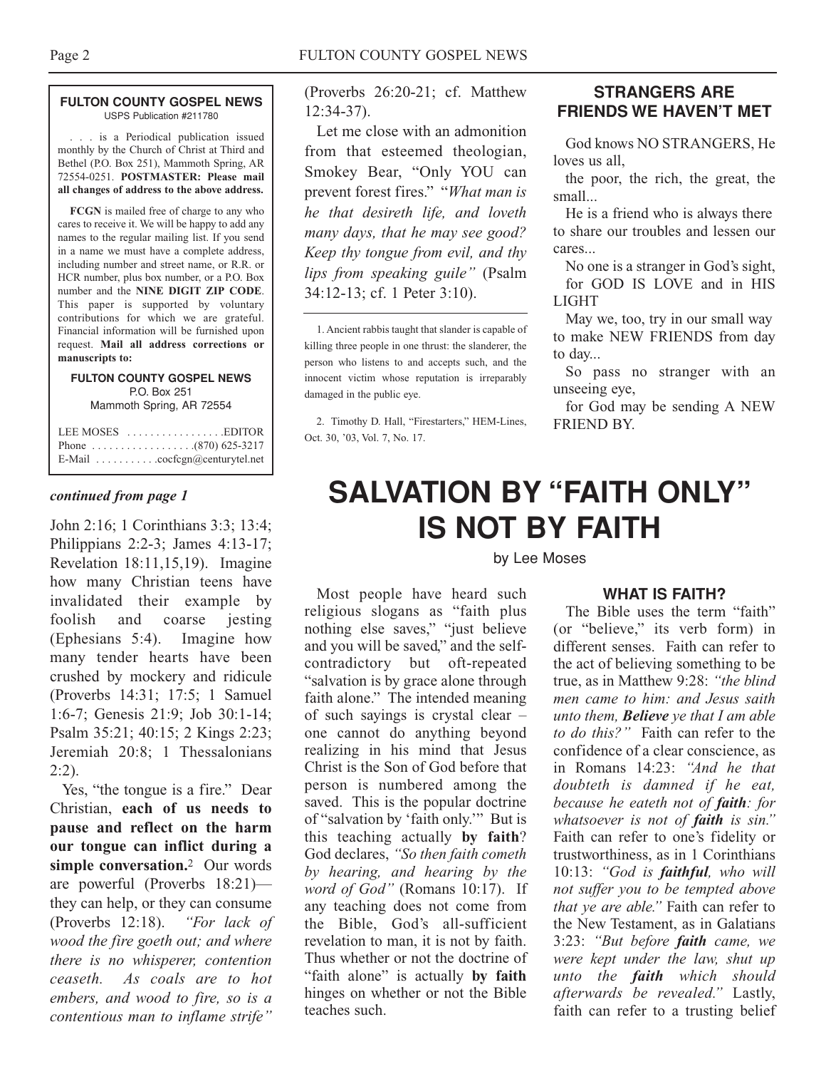**FULTON COUNTY GOSPEL NEWS**
USPS Publication #211780

. . . is a Periodical publication issued monthly by the Church of Christ at Third and Bethel (P.O. Box 251), Mammoth Spring, AR 72554-0251. **POSTMASTER: Please mail all changes of address to the above address.**

**FCGN** is mailed free of charge to any who cares to receive it. We will be happy to add any names to the regular mailing list. If you send in a name we must have a complete address, including number and street name, or R.R. or HCR number, plus box number, or a P.O. Box number and the **NINE DIGIT ZIP CODE**. This paper is supported by voluntary contributions for which we are grateful. Financial information will be furnished upon request. **Mail all address corrections or manuscripts to:**

**FULTON COUNTY GOSPEL NEWS**
P.O. Box 251
Mammoth Spring, AR 72554

LEE MOSES . . . . . . . . . . . . . . . . .EDITOR
Phone . . . . . . . . . . . . . . . . . .(870) 625-3217
E-Mail . . . . . . . . . . .cocfcgn@centurytel.net

***continued from page 1***

John 2:16; 1 Corinthians 3:3; 13:4; Philippians 2:2-3; James 4:13-17; Revelation 18:11,15,19). Imagine how many Christian teens have invalidated their example by foolish and coarse jesting (Ephesians 5:4). Imagine how many tender hearts have been crushed by mockery and ridicule (Proverbs 14:31; 17:5; 1 Samuel 1:6-7; Genesis 21:9; Job 30:1-14; Psalm 35:21; 40:15; 2 Kings 2:23; Jeremiah 20:8; 1 Thessalonians 2:2).

Yes, "the tongue is a fire." Dear Christian, **each of us needs to pause and reflect on the harm our tongue can inflict during a simple conversation.**[2] Our words are powerful (Proverbs 18:21)—they can help, or they can consume (Proverbs 12:18). *"For lack of wood the fire goeth out; and where there is no whisperer, contention ceaseth. As coals are to hot embers, and wood to fire, so is a contentious man to inflame strife"* (Proverbs 26:20-21; cf. Matthew 12:34-37).

Let me close with an admonition from that esteemed theologian, Smokey Bear, "Only YOU can prevent forest fires." "*What man is he that desireth life, and loveth many days, that he may see good? Keep thy tongue from evil, and thy lips from speaking guile"* (Psalm 34:12-13; cf. 1 Peter 3:10).

---

1. Ancient rabbis taught that slander is capable of killing three people in one thrust: the slanderer, the person who listens to and accepts such, and the innocent victim whose reputation is irreparably damaged in the public eye.

2. Timothy D. Hall, "Firestarters," HEM-Lines, Oct. 30, '03, Vol. 7, No. 17.

## STRANGERS ARE FRIENDS WE HAVEN'T MET

God knows NO STRANGERS, He loves us all,
the poor, the rich, the great, the small...
He is a friend who is always there to share our troubles and lessen our cares...
No one is a stranger in God's sight,
for GOD IS LOVE and in HIS LIGHT
May we, too, try in our small way to make NEW FRIENDS from day to day...
So pass no stranger with an unseeing eye,
for God may be sending A NEW FRIEND BY.

# SALVATION BY "FAITH ONLY" IS NOT BY FAITH

by Lee Moses

Most people have heard such religious slogans as "faith plus nothing else saves," "just believe and you will be saved," and the self-contradictory but oft-repeated "salvation is by grace alone through faith alone." The intended meaning of such sayings is crystal clear – one cannot do anything beyond realizing in his mind that Jesus Christ is the Son of God before that person is numbered among the saved. This is the popular doctrine of "salvation by 'faith only.'" But is this teaching actually **by faith**? God declares, *"So then faith cometh by hearing, and hearing by the word of God"* (Romans 10:17). If any teaching does not come from the Bible, God's all-sufficient revelation to man, it is not by faith. Thus whether or not the doctrine of "faith alone" is actually **by faith** hinges on whether or not the Bible teaches such.

### WHAT IS FAITH?

The Bible uses the term "faith" (or "believe," its verb form) in different senses. Faith can refer to the act of believing something to be true, as in Matthew 9:28: *"the blind men came to him: and Jesus saith unto them, **Believe** ye that I am able to do this?"* Faith can refer to the confidence of a clear conscience, as in Romans 14:23: *"And he that doubteth is damned if he eat, because he eateth not of **faith**: for whatsoever is not of **faith** is sin."* Faith can refer to one's fidelity or trustworthiness, as in 1 Corinthians 10:13: *"God is **faithful**, who will not suffer you to be tempted above that ye are able."* Faith can refer to the New Testament, as in Galatians 3:23: *"But before **faith** came, we were kept under the law, shut up unto the **faith** which should afterwards be revealed."* Lastly, faith can refer to a trusting belief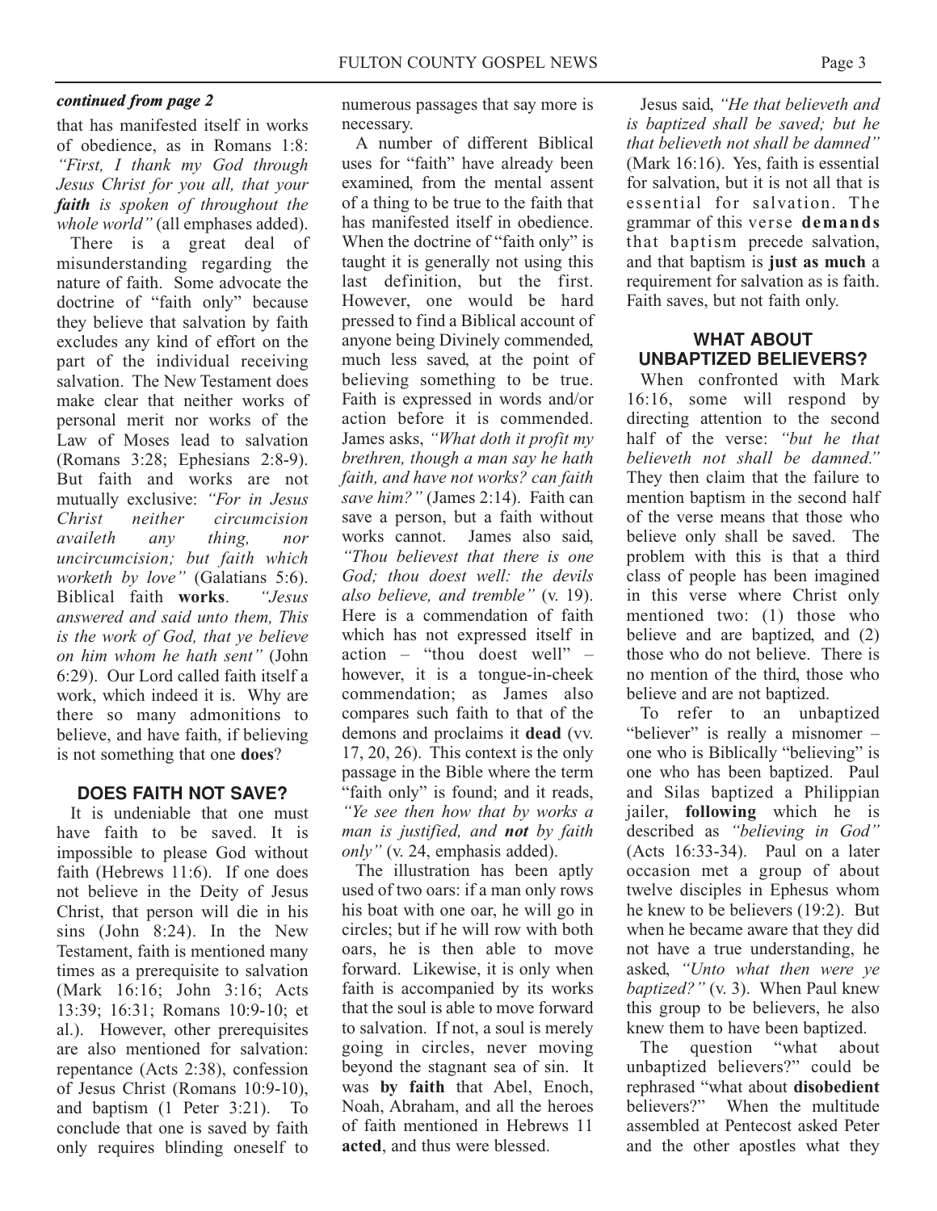***continued from page 2***

that has manifested itself in works of obedience, as in Romans 1:8: *"First, I thank my God through Jesus Christ for you all, that your **faith** is spoken of throughout the whole world"* (all emphases added).

There is a great deal of misunderstanding regarding the nature of faith. Some advocate the doctrine of "faith only" because they believe that salvation by faith excludes any kind of effort on the part of the individual receiving salvation. The New Testament does make clear that neither works of personal merit nor works of the Law of Moses lead to salvation (Romans 3:28; Ephesians 2:8-9). But faith and works are not mutually exclusive: *"For in Jesus Christ neither circumcision availeth any thing, nor uncircumcision; but faith which worketh by love"* (Galatians 5:6). Biblical faith **works**. *"Jesus answered and said unto them, This is the work of God, that ye believe on him whom he hath sent"* (John 6:29). Our Lord called faith itself a work, which indeed it is. Why are there so many admonitions to believe, and have faith, if believing is not something that one **does**?

## DOES FAITH NOT SAVE?

It is undeniable that one must have faith to be saved. It is impossible to please God without faith (Hebrews 11:6). If one does not believe in the Deity of Jesus Christ, that person will die in his sins (John 8:24). In the New Testament, faith is mentioned many times as a prerequisite to salvation (Mark 16:16; John 3:16; Acts 13:39; 16:31; Romans 10:9-10; et al.). However, other prerequisites are also mentioned for salvation: repentance (Acts 2:38), confession of Jesus Christ (Romans 10:9-10), and baptism (1 Peter 3:21). To conclude that one is saved by faith only requires blinding oneself to numerous passages that say more is necessary.

A number of different Biblical uses for "faith" have already been examined, from the mental assent of a thing to be true to the faith that has manifested itself in obedience. When the doctrine of "faith only" is taught it is generally not using this last definition, but the first. However, one would be hard pressed to find a Biblical account of anyone being Divinely commended, much less saved, at the point of believing something to be true. Faith is expressed in words and/or action before it is commended. James asks, *"What doth it profit my brethren, though a man say he hath faith, and have not works? can faith save him?"* (James 2:14). Faith can save a person, but a faith without works cannot. James also said, *"Thou believest that there is one God; thou doest well: the devils also believe, and tremble"* (v. 19). Here is a commendation of faith which has not expressed itself in action – "thou doest well" – however, it is a tongue-in-cheek commendation; as James also compares such faith to that of the demons and proclaims it **dead** (vv. 17, 20, 26). This context is the only passage in the Bible where the term "faith only" is found; and it reads, *"Ye see then how that by works a man is justified, and **not** by faith only"* (v. 24, emphasis added).

The illustration has been aptly used of two oars: if a man only rows his boat with one oar, he will go in circles; but if he will row with both oars, he is then able to move forward. Likewise, it is only when faith is accompanied by its works that the soul is able to move forward to salvation. If not, a soul is merely going in circles, never moving beyond the stagnant sea of sin. It was **by faith** that Abel, Enoch, Noah, Abraham, and all the heroes of faith mentioned in Hebrews 11 **acted**, and thus were blessed.

Jesus said, *"He that believeth and is baptized shall be saved; but he that believeth not shall be damned"* (Mark 16:16). Yes, faith is essential for salvation, but it is not all that is essential for salvation. The grammar of this verse **demands** that baptism precede salvation, and that baptism is **just as much** a requirement for salvation as is faith. Faith saves, but not faith only.

## WHAT ABOUT UNBAPTIZED BELIEVERS?

When confronted with Mark 16:16, some will respond by directing attention to the second half of the verse: *"but he that believeth not shall be damned."* They then claim that the failure to mention baptism in the second half of the verse means that those who believe only shall be saved. The problem with this is that a third class of people has been imagined in this verse where Christ only mentioned two: (1) those who believe and are baptized, and (2) those who do not believe. There is no mention of the third, those who believe and are not baptized.

To refer to an unbaptized "believer" is really a misnomer – one who is Biblically "believing" is one who has been baptized. Paul and Silas baptized a Philippian jailer, **following** which he is described as *"believing in God"* (Acts 16:33-34). Paul on a later occasion met a group of about twelve disciples in Ephesus whom he knew to be believers (19:2). But when he became aware that they did not have a true understanding, he asked, *"Unto what then were ye baptized?"* (v. 3). When Paul knew this group to be believers, he also knew them to have been baptized.

The question "what about unbaptized believers?" could be rephrased "what about **disobedient** believers?" When the multitude assembled at Pentecost asked Peter and the other apostles what they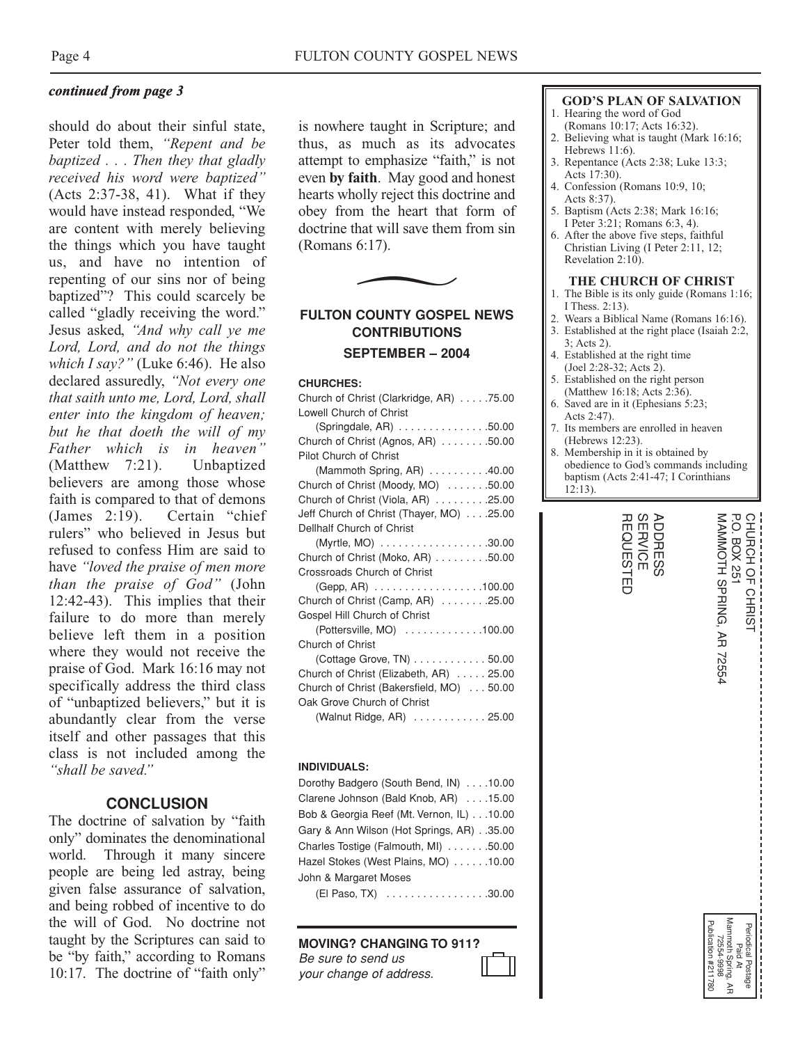*continued from page 3*

should do about their sinful state, Peter told them, *"Repent and be baptized . . . Then they that gladly received his word were baptized"* (Acts 2:37-38, 41). What if they would have instead responded, "We are content with merely believing the things which you have taught us, and have no intention of repenting of our sins nor of being baptized"? This could scarcely be called "gladly receiving the word." Jesus asked, *"And why call ye me Lord, Lord, and do not the things which I say?"* (Luke 6:46). He also declared assuredly, *"Not every one that saith unto me, Lord, Lord, shall enter into the kingdom of heaven; but he that doeth the will of my Father which is in heaven"* (Matthew 7:21). Unbaptized believers are among those whose faith is compared to that of demons (James 2:19). Certain "chief rulers" who believed in Jesus but refused to confess Him are said to have *"loved the praise of men more than the praise of God"* (John 12:42-43). This implies that their failure to do more than merely believe left them in a position where they would not receive the praise of God. Mark 16:16 may not specifically address the third class of "unbaptized believers," but it is abundantly clear from the verse itself and other passages that this class is not included among the *"shall be saved."*

## CONCLUSION

The doctrine of salvation by "faith only" dominates the denominational world. Through it many sincere people are being led astray, being given false assurance of salvation, and being robbed of incentive to do the will of God. No doctrine not taught by the Scriptures can said to be "by faith," according to Romans 10:17. The doctrine of "faith only" is nowhere taught in Scripture; and thus, as much as its advocates attempt to emphasize "faith," is not even **by faith**. May good and honest hearts wholly reject this doctrine and obey from the heart that form of doctrine that will save them from sin (Romans 6:17).

## FULTON COUNTY GOSPEL NEWS CONTRIBUTIONS
### SEPTEMBER – 2004

**CHURCHES:**

| | |
|---|---|
| Church of Christ (Clarkridge, AR) | 75.00 |
| Lowell Church of Christ (Springdale, AR) | 50.00 |
| Church of Christ (Agnos, AR) | 50.00 |
| Pilot Church of Christ (Mammoth Spring, AR) | 40.00 |
| Church of Christ (Moody, MO) | 50.00 |
| Church of Christ (Viola, AR) | 25.00 |
| Jeff Church of Christ (Thayer, MO) | 25.00 |
| Dellhalf Church of Christ (Myrtle, MO) | 30.00 |
| Church of Christ (Moko, AR) | 50.00 |
| Crossroads Church of Christ (Gepp, AR) | 100.00 |
| Church of Christ (Camp, AR) | 25.00 |
| Gospel Hill Church of Christ (Pottersville, MO) | 100.00 |
| Church of Christ (Cottage Grove, TN) | 50.00 |
| Church of Christ (Elizabeth, AR) | 25.00 |
| Church of Christ (Bakersfield, MO) | 50.00 |
| Oak Grove Church of Christ (Walnut Ridge, AR) | 25.00 |

**INDIVIDUALS:**

| | |
|---|---|
| Dorothy Badgero (South Bend, IN) | 10.00 |
| Clarene Johnson (Bald Knob, AR) | 15.00 |
| Bob & Georgia Reef (Mt. Vernon, IL) | 10.00 |
| Gary & Ann Wilson (Hot Springs, AR) | 35.00 |
| Charles Tostige (Falmouth, MI) | 50.00 |
| Hazel Stokes (West Plains, MO) | 10.00 |
| John & Margaret Moses (El Paso, TX) | 30.00 |

**MOVING? CHANGING TO 911?**
*Be sure to send us your change of address.*

### GOD'S PLAN OF SALVATION

1. Hearing the word of God (Romans 10:17; Acts 16:32).
2. Believing what is taught (Mark 16:16; Hebrews 11:6).
3. Repentance (Acts 2:38; Luke 13:3; Acts 17:30).
4. Confession (Romans 10:9, 10; Acts 8:37).
5. Baptism (Acts 2:38; Mark 16:16; I Peter 3:21; Romans 6:3, 4).
6. After the above five steps, faithful Christian Living (I Peter 2:11, 12; Revelation 2:10).

### THE CHURCH OF CHRIST

1. The Bible is its only guide (Romans 1:16; I Thess. 2:13).
2. Wears a Biblical Name (Romans 16:16).
3. Established at the right place (Isaiah 2:2, 3; Acts 2).
4. Established at the right time (Joel 2:28-32; Acts 2).
5. Established on the right person (Matthew 16:18; Acts 2:36).
6. Saved are in it (Ephesians 5:23; Acts 2:47).
7. Its members are enrolled in heaven (Hebrews 12:23).
8. Membership in it is obtained by obedience to God's commands including baptism (Acts 2:41-47; I Corinthians 12:13).

CHURCH OF CHRIST
P.O. BOX 251
MAMMOTH SPRING, AR 72554

ADDRESS SERVICE REQUESTED

Periodical Postage Paid At Mammoth Spring, AR 72554-9998 Publication #211780